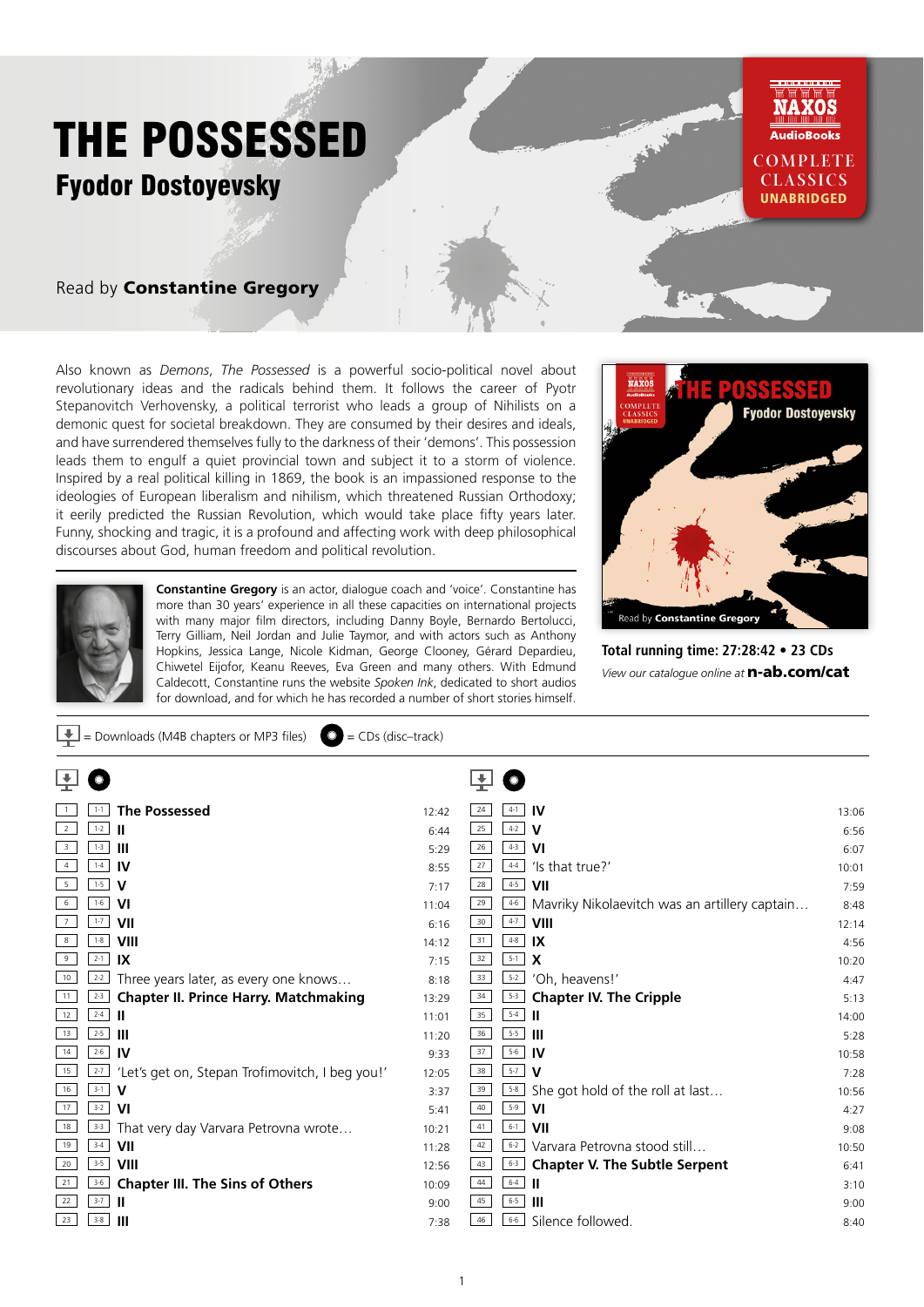# THE POSSESSED

## Fyodor Dostoyevsky

NAXOS AudioBooks COMPLETE CLASSICS UNABRIDGED

Read by **Constantine Gregory**

Also known as *Demons*, *The Possessed* is a powerful socio-political novel about revolutionary ideas and the radicals behind them. It follows the career of Pyotr Stepanovitch Verhovensky, a political terrorist who leads a group of Nihilists on a demonic quest for societal breakdown. They are consumed by their desires and ideals, and have surrendered themselves fully to the darkness of their 'demons'. This possession leads them to engulf a quiet provincial town and subject it to a storm of violence. Inspired by a real political killing in 1869, the book is an impassioned response to the ideologies of European liberalism and nihilism, which threatened Russian Orthodoxy; it eerily predicted the Russian Revolution, which would take place fifty years later. Funny, shocking and tragic, it is a profound and affecting work with deep philosophical discourses about God, human freedom and political revolution.

**Constantine Gregory** is an actor, dialogue coach and 'voice'. Constantine has more than 30 years' experience in all these capacities on international projects with many major film directors, including Danny Boyle, Bernardo Bertolucci, Terry Gilliam, Neil Jordan and Julie Taymor, and with actors such as Anthony Hopkins, Jessica Lange, Nicole Kidman, George Clooney, Gérard Depardieu, Chiwetel Eijofor, Keanu Reeves, Eva Green and many others. With Edmund Caldecott, Constantine runs the website *Spoken Ink*, dedicated to short audios for download, and for which he has recorded a number of short stories himself.

**Total running time: 27:28:42 • 23 CDs**

*View our catalogue online at* **n-ab.com/cat**

Download = Downloads (M4B chapters or MP3 files) CD = CDs (disc–track)

| Download | CD | Title | Time |
|---|---|---|---|
| 1 | 1-1 | **The Possessed** | 12:42 |
| 2 | 1-2 | **II** | 6:44 |
| 3 | 1-3 | **III** | 5:29 |
| 4 | 1-4 | **IV** | 8:55 |
| 5 | 1-5 | **V** | 7:17 |
| 6 | 1-6 | **VI** | 11:04 |
| 7 | 1-7 | **VII** | 6:16 |
| 8 | 1-8 | **VIII** | 14:12 |
| 9 | 2-1 | **IX** | 7:15 |
| 10 | 2-2 | Three years later, as every one knows… | 8:18 |
| 11 | 2-3 | **Chapter II. Prince Harry. Matchmaking** | 13:29 |
| 12 | 2-4 | **II** | 11:01 |
| 13 | 2-5 | **III** | 11:20 |
| 14 | 2-6 | **IV** | 9:33 |
| 15 | 2-7 | 'Let's get on, Stepan Trofimovitch, I beg you!' | 12:05 |
| 16 | 3-1 | **V** | 3:37 |
| 17 | 3-2 | **VI** | 5:41 |
| 18 | 3-3 | That very day Varvara Petrovna wrote… | 10:21 |
| 19 | 3-4 | **VII** | 11:28 |
| 20 | 3-5 | **VIII** | 12:56 |
| 21 | 3-6 | **Chapter III. The Sins of Others** | 10:09 |
| 22 | 3-7 | **II** | 9:00 |
| 23 | 3-8 | **III** | 7:38 |
| 24 | 4-1 | **IV** | 13:06 |
| 25 | 4-2 | **V** | 6:56 |
| 26 | 4-3 | **VI** | 6:07 |
| 27 | 4-4 | 'Is that true?' | 10:01 |
| 28 | 4-5 | **VII** | 7:59 |
| 29 | 4-6 | Mavriky Nikolaevitch was an artillery captain… | 8:48 |
| 30 | 4-7 | **VIII** | 12:14 |
| 31 | 4-8 | **IX** | 4:56 |
| 32 | 5-1 | **X** | 10:20 |
| 33 | 5-2 | 'Oh, heavens!' | 4:47 |
| 34 | 5-3 | **Chapter IV. The Cripple** | 5:13 |
| 35 | 5-4 | **II** | 14:00 |
| 36 | 5-5 | **III** | 5:28 |
| 37 | 5-6 | **IV** | 10:58 |
| 38 | 5-7 | **V** | 7:28 |
| 39 | 5-8 | She got hold of the roll at last… | 10:56 |
| 40 | 5-9 | **VI** | 4:27 |
| 41 | 6-1 | **VII** | 9:08 |
| 42 | 6-2 | Varvara Petrovna stood still… | 10:50 |
| 43 | 6-3 | **Chapter V. The Subtle Serpent** | 6:41 |
| 44 | 6-4 | **II** | 3:10 |
| 45 | 6-5 | **III** | 9:00 |
| 46 | 6-6 | Silence followed. | 8:40 |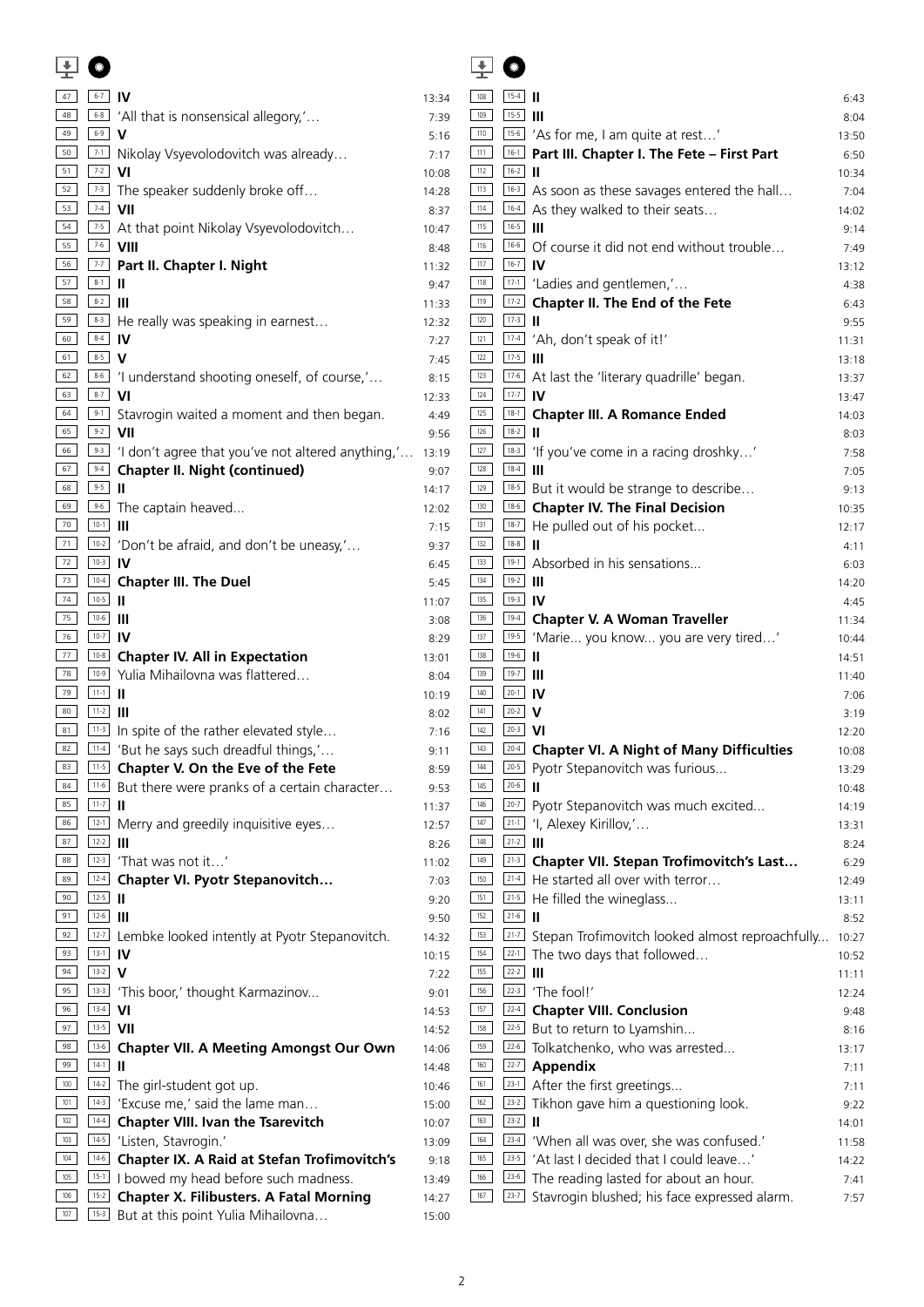| | | | |
|---|---|---|---|
| 47 | 6-7 | **IV** | 13:34 |
| 48 | 6-8 | 'All that is nonsensical allegory,'… | 7:39 |
| 49 | 6-9 | **V** | 5:16 |
| 50 | 7-1 | Nikolay Vsyevolodovitch was already… | 7:17 |
| 51 | 7-2 | **VI** | 10:08 |
| 52 | 7-3 | The speaker suddenly broke off… | 14:28 |
| 53 | 7-4 | **VII** | 8:37 |
| 54 | 7-5 | At that point Nikolay Vsyevolodovitch… | 10:47 |
| 55 | 7-6 | **VIII** | 8:48 |
| 56 | 7-7 | **Part II. Chapter I. Night** | 11:32 |
| 57 | 8-1 | **II** | 9:47 |
| 58 | 8-2 | **III** | 11:33 |
| 59 | 8-3 | He really was speaking in earnest… | 12:32 |
| 60 | 8-4 | **IV** | 7:27 |
| 61 | 8-5 | **V** | 7:45 |
| 62 | 8-6 | 'I understand shooting oneself, of course,'… | 8:15 |
| 63 | 8-7 | **VI** | 12:33 |
| 64 | 9-1 | Stavrogin waited a moment and then began. | 4:49 |
| 65 | 9-2 | **VII** | 9:56 |
| 66 | 9-3 | 'I don't agree that you've not altered anything,'… | 13:19 |
| 67 | 9-4 | **Chapter II. Night (continued)** | 9:07 |
| 68 | 9-5 | **II** | 14:17 |
| 69 | 9-6 | The captain heaved... | 12:02 |
| 70 | 10-1 | **III** | 7:15 |
| 71 | 10-2 | 'Don't be afraid, and don't be uneasy,'… | 9:37 |
| 72 | 10-3 | **IV** | 6:45 |
| 73 | 10-4 | **Chapter III. The Duel** | 5:45 |
| 74 | 10-5 | **II** | 11:07 |
| 75 | 10-6 | **III** | 3:08 |
| 76 | 10-7 | **IV** | 8:29 |
| 77 | 10-8 | **Chapter IV. All in Expectation** | 13:01 |
| 78 | 10-9 | Yulia Mihailovna was flattered… | 8:04 |
| 79 | 11-1 | **II** | 10:19 |
| 80 | 11-2 | **III** | 8:02 |
| 81 | 11-3 | In spite of the rather elevated style… | 7:16 |
| 82 | 11-4 | 'But he says such dreadful things,'… | 9:11 |
| 83 | 11-5 | **Chapter V. On the Eve of the Fete** | 8:59 |
| 84 | 11-6 | But there were pranks of a certain character… | 9:53 |
| 85 | 11-7 | **II** | 11:37 |
| 86 | 12-1 | Merry and greedily inquisitive eyes… | 12:57 |
| 87 | 12-2 | **III** | 8:26 |
| 88 | 12-3 | 'That was not it…' | 11:02 |
| 89 | 12-4 | **Chapter VI. Pyotr Stepanovitch…** | 7:03 |
| 90 | 12-5 | **II** | 9:20 |
| 91 | 12-6 | **III** | 9:50 |
| 92 | 12-7 | Lembke looked intently at Pyotr Stepanovitch. | 14:32 |
| 93 | 13-1 | **IV** | 10:15 |
| 94 | 13-2 | **V** | 7:22 |
| 95 | 13-3 | 'This boor,' thought Karmazinov... | 9:01 |
| 96 | 13-4 | **VI** | 14:53 |
| 97 | 13-5 | **VII** | 14:52 |
| 98 | 13-6 | **Chapter VII. A Meeting Amongst Our Own** | 14:06 |
| 99 | 14-1 | **II** | 14:48 |
| 100 | 14-2 | The girl-student got up. | 10:46 |
| 101 | 14-3 | 'Excuse me,' said the lame man… | 15:00 |
| 102 | 14-4 | **Chapter VIII. Ivan the Tsarevitch** | 10:07 |
| 103 | 14-5 | 'Listen, Stavrogin.' | 13:09 |
| 104 | 14-6 | **Chapter IX. A Raid at Stefan Trofimovitch's** | 9:18 |
| 105 | 15-1 | I bowed my head before such madness. | 13:49 |
| 106 | 15-2 | **Chapter X. Filibusters. A Fatal Morning** | 14:27 |
| 107 | 15-3 | But at this point Yulia Mihailovna… | 15:00 |
| 108 | 15-4 | **II** | 6:43 |
| 109 | 15-5 | **III** | 8:04 |
| 110 | 15-6 | 'As for me, I am quite at rest…' | 13:50 |
| 111 | 16-1 | **Part III. Chapter I. The Fete – First Part** | 6:50 |
| 112 | 16-2 | **II** | 10:34 |
| 113 | 16-3 | As soon as these savages entered the hall… | 7:04 |
| 114 | 16-4 | As they walked to their seats… | 14:02 |
| 115 | 16-5 | **III** | 9:14 |
| 116 | 16-6 | Of course it did not end without trouble… | 7:49 |
| 117 | 16-7 | **IV** | 13:12 |
| 118 | 17-1 | 'Ladies and gentlemen,'… | 4:38 |
| 119 | 17-2 | **Chapter II. The End of the Fete** | 6:43 |
| 120 | 17-3 | **II** | 9:55 |
| 121 | 17-4 | 'Ah, don't speak of it!' | 11:31 |
| 122 | 17-5 | **III** | 13:18 |
| 123 | 17-6 | At last the 'literary quadrille' began. | 13:37 |
| 124 | 17-7 | **IV** | 13:47 |
| 125 | 18-1 | **Chapter III. A Romance Ended** | 14:03 |
| 126 | 18-2 | **II** | 8:03 |
| 127 | 18-3 | 'If you've come in a racing droshky…' | 7:58 |
| 128 | 18-4 | **III** | 7:05 |
| 129 | 18-5 | But it would be strange to describe… | 9:13 |
| 130 | 18-6 | **Chapter IV. The Final Decision** | 10:35 |
| 131 | 18-7 | He pulled out of his pocket... | 12:17 |
| 132 | 18-8 | **II** | 4:11 |
| 133 | 19-1 | Absorbed in his sensations... | 6:03 |
| 134 | 19-2 | **III** | 14:20 |
| 135 | 19-3 | **IV** | 4:45 |
| 136 | 19-4 | **Chapter V. A Woman Traveller** | 11:34 |
| 137 | 19-5 | 'Marie... you know... you are very tired…' | 10:44 |
| 138 | 19-6 | **II** | 14:51 |
| 139 | 19-7 | **III** | 11:40 |
| 140 | 20-1 | **IV** | 7:06 |
| 141 | 20-2 | **V** | 3:19 |
| 142 | 20-3 | **VI** | 12:20 |
| 143 | 20-4 | **Chapter VI. A Night of Many Difficulties** | 10:08 |
| 144 | 20-5 | Pyotr Stepanovitch was furious... | 13:29 |
| 145 | 20-6 | **II** | 10:48 |
| 146 | 20-7 | Pyotr Stepanovitch was much excited... | 14:19 |
| 147 | 21-1 | 'I, Alexey Kirillov,'… | 13:31 |
| 148 | 21-2 | **III** | 8:24 |
| 149 | 21-3 | **Chapter VII. Stepan Trofimovitch's Last…** | 6:29 |
| 150 | 21-4 | He started all over with terror… | 12:49 |
| 151 | 21-5 | He filled the wineglass... | 13:11 |
| 152 | 21-6 | **II** | 8:52 |
| 153 | 21-7 | Stepan Trofimovitch looked almost reproachfully... | 10:27 |
| 154 | 22-1 | The two days that followed… | 10:52 |
| 155 | 22-2 | **III** | 11:11 |
| 156 | 22-3 | 'The fool!' | 12:24 |
| 157 | 22-4 | **Chapter VIII. Conclusion** | 9:48 |
| 158 | 22-5 | But to return to Lyamshin... | 8:16 |
| 159 | 22-6 | Tolkatchenko, who was arrested... | 13:17 |
| 160 | 22-7 | **Appendix** | 7:11 |
| 161 | 23-1 | After the first greetings... | 7:11 |
| 162 | 23-2 | Tikhon gave him a questioning look. | 9:22 |
| 163 | 23-2 | **II** | 14:01 |
| 164 | 23-4 | 'When all was over, she was confused.' | 11:58 |
| 165 | 23-5 | 'At last I decided that I could leave…' | 14:22 |
| 166 | 23-6 | The reading lasted for about an hour. | 7:41 |
| 167 | 23-7 | Stavrogin blushed; his face expressed alarm. | 7:57 |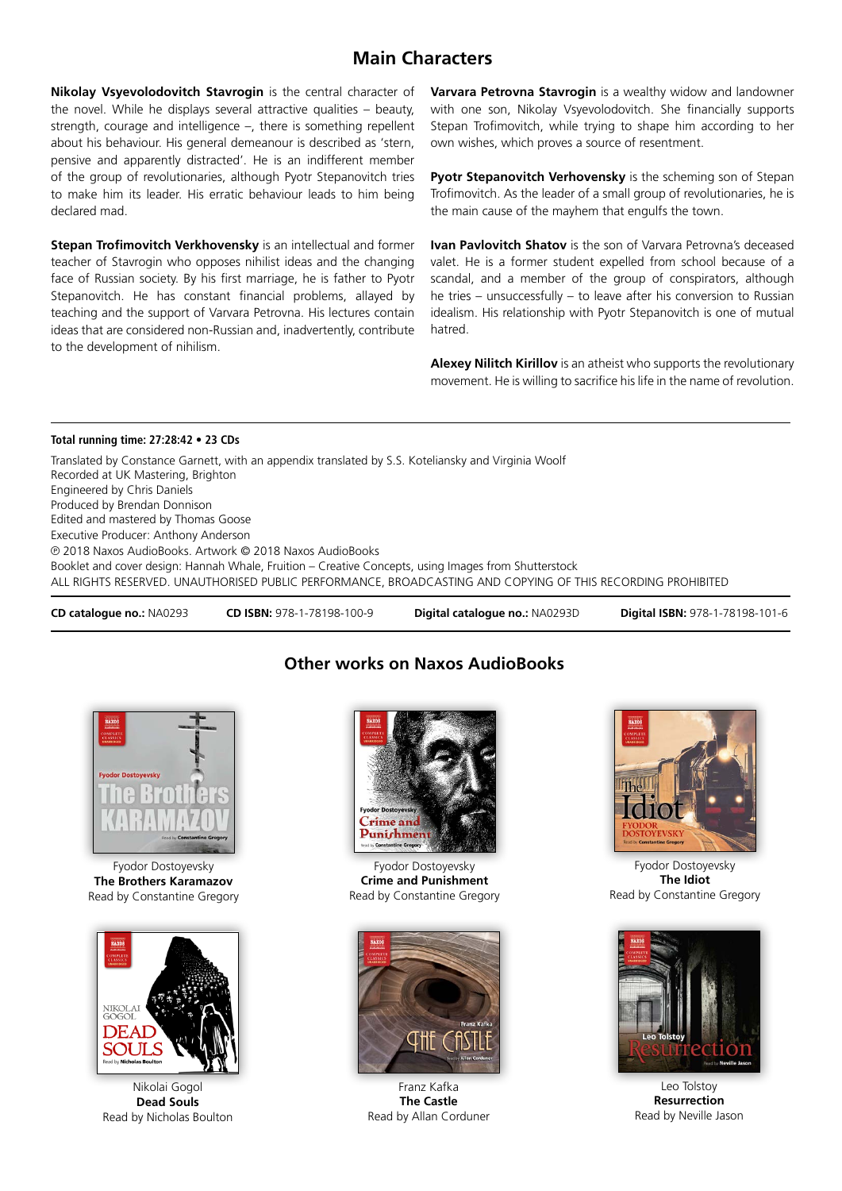## Main Characters

**Nikolay Vsyevolodovitch Stavrogin** is the central character of the novel. While he displays several attractive qualities – beauty, strength, courage and intelligence –, there is something repellent about his behaviour. His general demeanour is described as 'stern, pensive and apparently distracted'. He is an indifferent member of the group of revolutionaries, although Pyotr Stepanovitch tries to make him its leader. His erratic behaviour leads to him being declared mad.

**Stepan Trofimovitch Verkhovensky** is an intellectual and former teacher of Stavrogin who opposes nihilist ideas and the changing face of Russian society. By his first marriage, he is father to Pyotr Stepanovitch. He has constant financial problems, allayed by teaching and the support of Varvara Petrovna. His lectures contain ideas that are considered non-Russian and, inadvertently, contribute to the development of nihilism.

**Varvara Petrovna Stavrogin** is a wealthy widow and landowner with one son, Nikolay Vsyevolodovitch. She financially supports Stepan Trofimovitch, while trying to shape him according to her own wishes, which proves a source of resentment.

**Pyotr Stepanovitch Verhovensky** is the scheming son of Stepan Trofimovitch. As the leader of a small group of revolutionaries, he is the main cause of the mayhem that engulfs the town.

**Ivan Pavlovitch Shatov** is the son of Varvara Petrovna's deceased valet. He is a former student expelled from school because of a scandal, and a member of the group of conspirators, although he tries – unsuccessfully – to leave after his conversion to Russian idealism. His relationship with Pyotr Stepanovitch is one of mutual hatred.

**Alexey Nilitch Kirillov** is an atheist who supports the revolutionary movement. He is willing to sacrifice his life in the name of revolution.

---

**Total running time: 27:28:42 • 23 CDs**

Translated by Constance Garnett, with an appendix translated by S.S. Koteliansky and Virginia Woolf
Recorded at UK Mastering, Brighton
Engineered by Chris Daniels
Produced by Brendan Donnison
Edited and mastered by Thomas Goose
Executive Producer: Anthony Anderson
℗ 2018 Naxos AudioBooks. Artwork © 2018 Naxos AudioBooks
Booklet and cover design: Hannah Whale, Fruition – Creative Concepts, using Images from Shutterstock
ALL RIGHTS RESERVED. UNAUTHORISED PUBLIC PERFORMANCE, BROADCASTING AND COPYING OF THIS RECORDING PROHIBITED

**CD catalogue no.:** NA0293 **CD ISBN:** 978-1-78198-100-9 **Digital catalogue no.:** NA0293D **Digital ISBN:** 978-1-78198-101-6

---

## Other works on Naxos AudioBooks

Fyodor Dostoyevsky
**The Brothers Karamazov**
Read by Constantine Gregory

Fyodor Dostoyevsky
**Crime and Punishment**
Read by Constantine Gregory

Fyodor Dostoyevsky
**The Idiot**
Read by Constantine Gregory

Nikolai Gogol
**Dead Souls**
Read by Nicholas Boulton

Franz Kafka
**The Castle**
Read by Allan Corduner

Leo Tolstoy
**Resurrection**
Read by Neville Jason